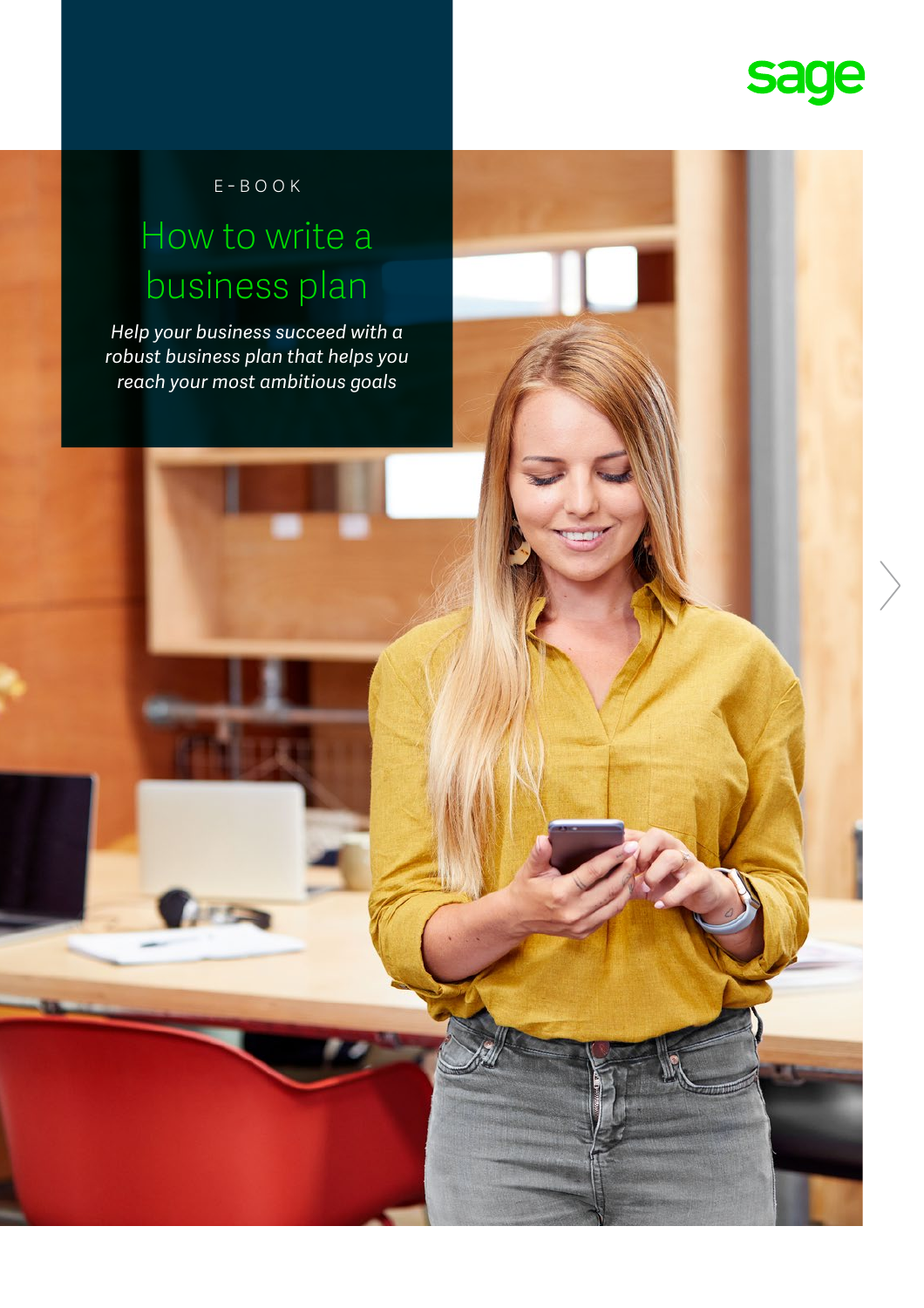sage

E-BOOK

# How to write a business plan

*Help your business succeed with a robust business plan that helps you reach your most ambitious goals*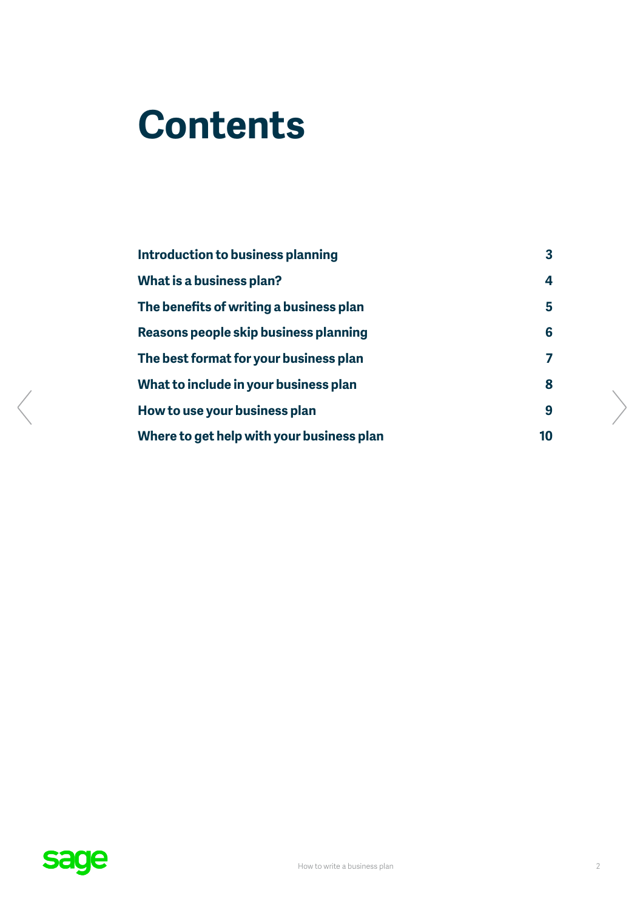# Contents

| | |
|---|---|
| **Introduction to business planning** | **3** |
| **What is a business plan?** | **4** |
| **The benefits of writing a business plan** | **5** |
| **Reasons people skip business planning** | **6** |
| **The best format for your business plan** | **7** |
| **What to include in your business plan** | **8** |
| **How to use your business plan** | **9** |
| **Where to get help with your business plan** | **10** |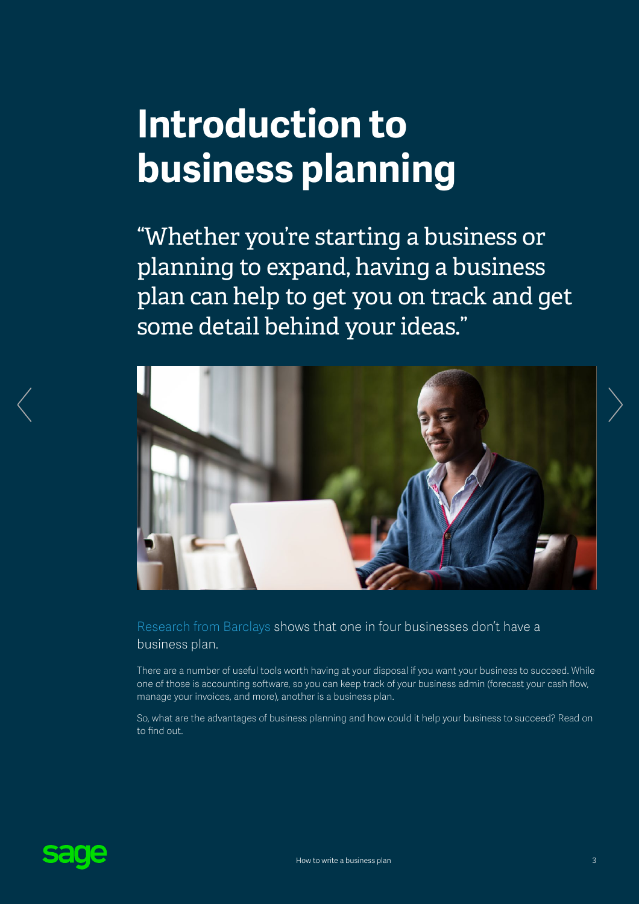# Introduction to business planning

"Whether you're starting a business or planning to expand, having a business plan can help to get you on track and get some detail behind your ideas."

Research from Barclays shows that one in four businesses don't have a business plan.

There are a number of useful tools worth having at your disposal if you want your business to succeed. While one of those is accounting software, so you can keep track of your business admin (forecast your cash flow, manage your invoices, and more), another is a business plan.

So, what are the advantages of business planning and how could it help your business to succeed? Read on to find out.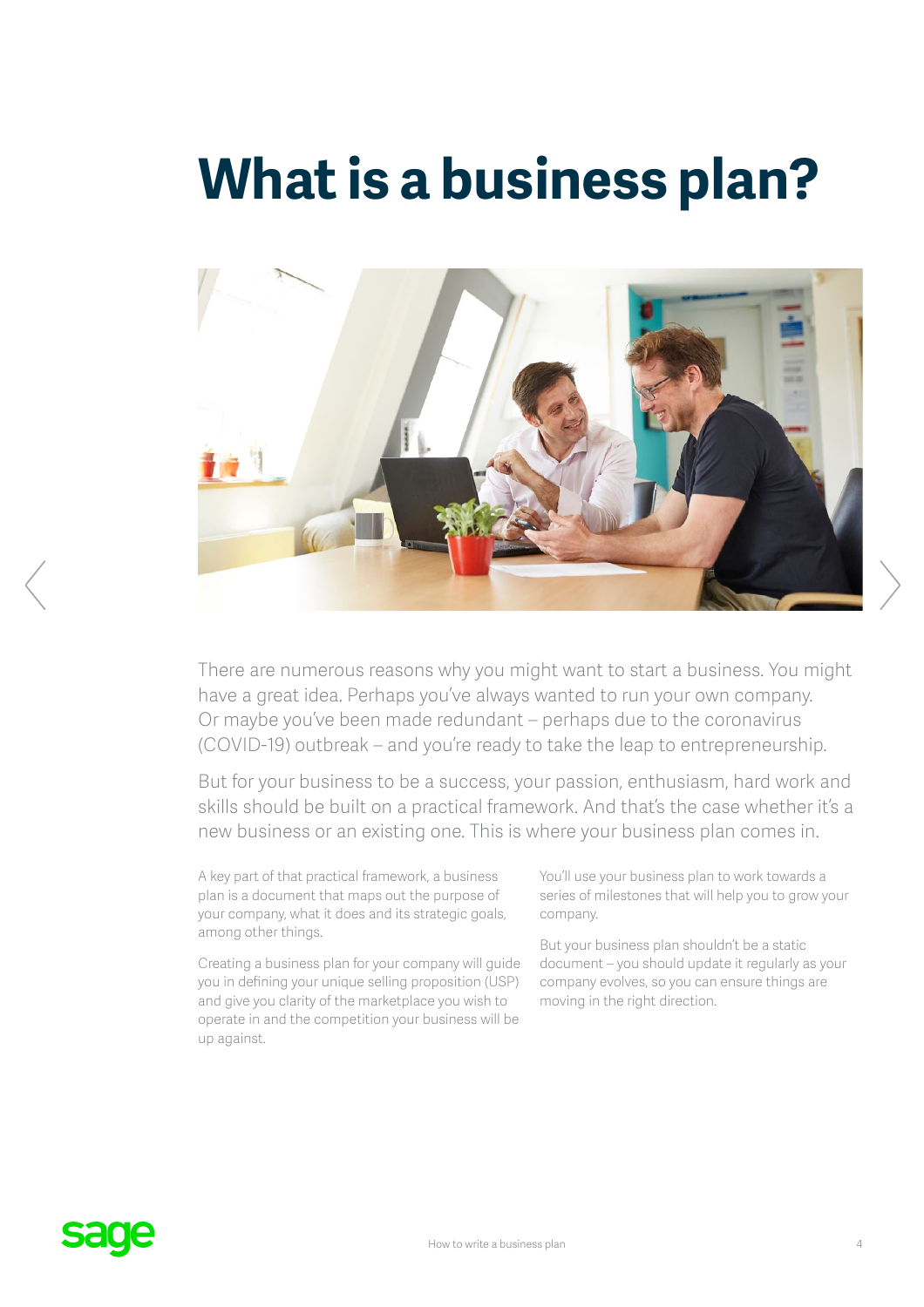# What is a business plan?

There are numerous reasons why you might want to start a business. You might have a great idea. Perhaps you've always wanted to run your own company. Or maybe you've been made redundant – perhaps due to the coronavirus (COVID-19) outbreak – and you're ready to take the leap to entrepreneurship.

But for your business to be a success, your passion, enthusiasm, hard work and skills should be built on a practical framework. And that's the case whether it's a new business or an existing one. This is where your business plan comes in.

A key part of that practical framework, a business plan is a document that maps out the purpose of your company, what it does and its strategic goals, among other things.

Creating a business plan for your company will guide you in defining your unique selling proposition (USP) and give you clarity of the marketplace you wish to operate in and the competition your business will be up against.

You'll use your business plan to work towards a series of milestones that will help you to grow your company.

But your business plan shouldn't be a static document – you should update it regularly as your company evolves, so you can ensure things are moving in the right direction.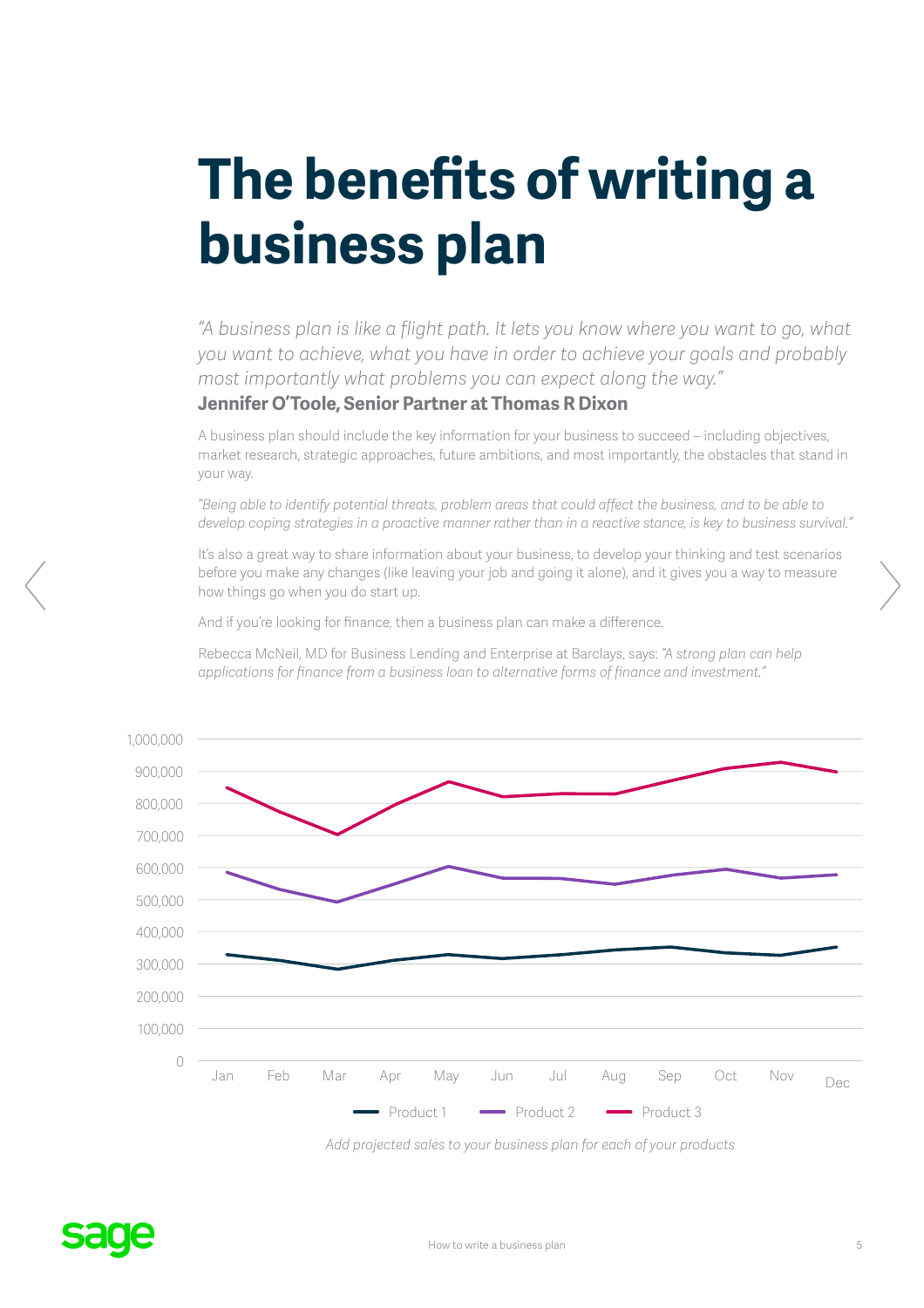# The benefits of writing a business plan

*"A business plan is like a flight path. It lets you know where you want to go, what you want to achieve, what you have in order to achieve your goals and probably most importantly what problems you can expect along the way."*
**Jennifer O'Toole, Senior Partner at Thomas R Dixon**

A business plan should include the key information for your business to succeed – including objectives, market research, strategic approaches, future ambitions, and most importantly, the obstacles that stand in your way.

*"Being able to identify potential threats, problem areas that could affect the business, and to be able to develop coping strategies in a proactive manner rather than in a reactive stance, is key to business survival."*

It's also a great way to share information about your business, to develop your thinking and test scenarios before you make any changes (like leaving your job and going it alone), and it gives you a way to measure how things go when you do start up.

And if you're looking for finance, then a business plan can make a difference.

Rebecca McNeil, MD for Business Lending and Enterprise at Barclays, says: *"A strong plan can help applications for finance from a business loan to alternative forms of finance and investment."*

*Add projected sales to your business plan for each of your products*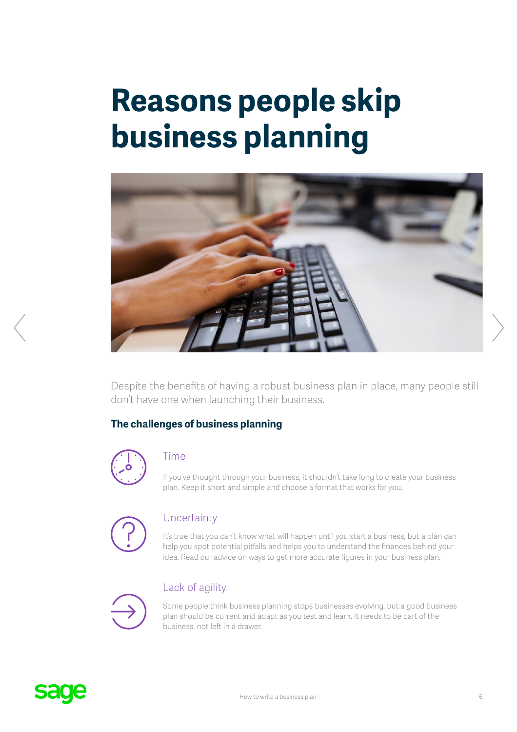# Reasons people skip business planning

Despite the benefits of having a robust business plan in place, many people still don't have one when launching their business.

**The challenges of business planning**

### Time

If you've thought through your business, it shouldn't take long to create your business plan. Keep it short and simple and choose a format that works for you.

### Uncertainty

It's true that you can't know what will happen until you start a business, but a plan can help you spot potential pitfalls and helps you to understand the finances behind your idea. Read our advice on ways to get more accurate figures in your business plan.

### Lack of agility

Some people think business planning stops businesses evolving, but a good business plan should be current and adapt as you test and learn. It needs to be part of the business, not left in a drawer.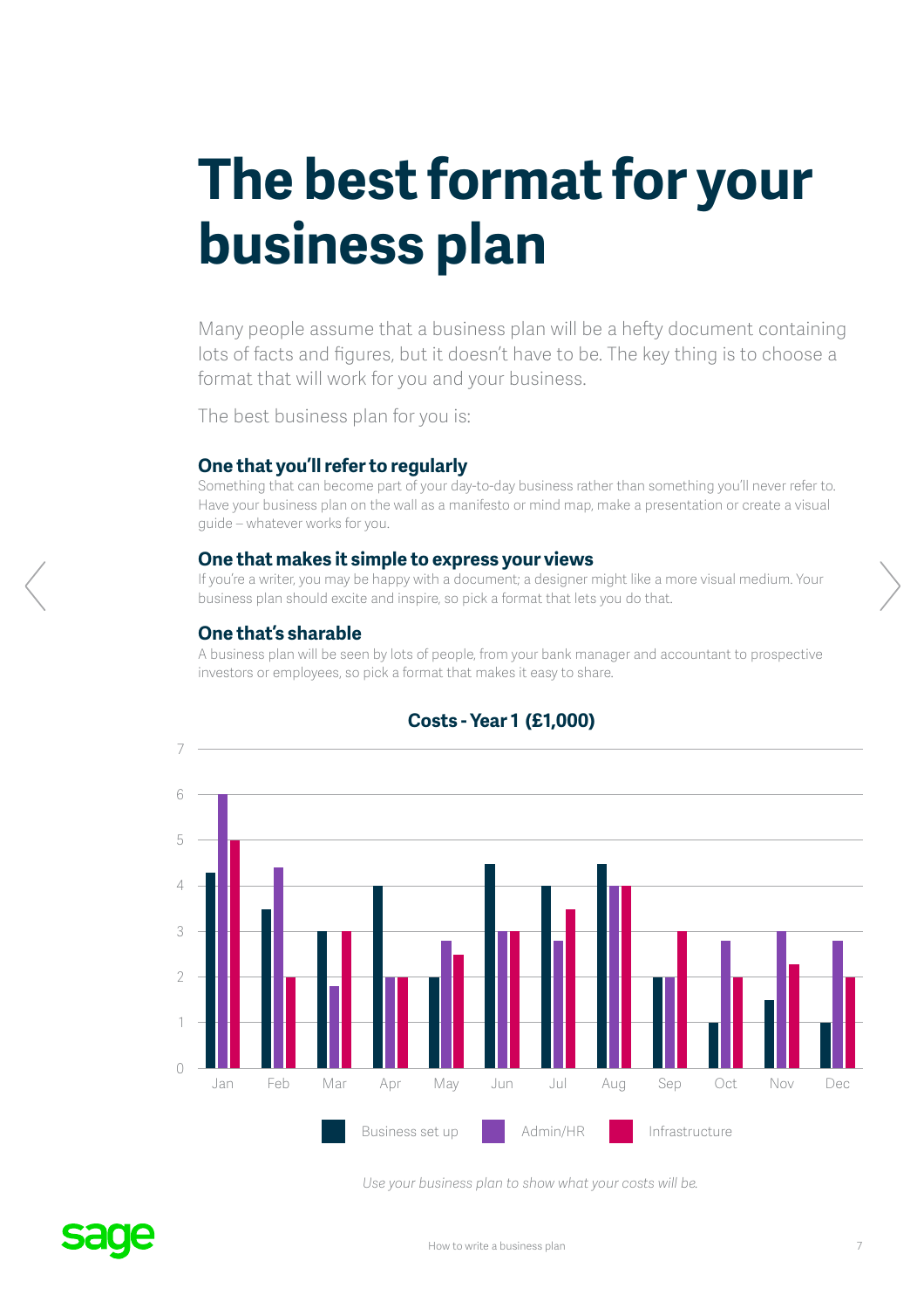# The best format for your business plan

Many people assume that a business plan will be a hefty document containing lots of facts and figures, but it doesn't have to be. The key thing is to choose a format that will work for you and your business.

The best business plan for you is:

### One that you'll refer to regularly

Something that can become part of your day-to-day business rather than something you'll never refer to. Have your business plan on the wall as a manifesto or mind map, make a presentation or create a visual guide – whatever works for you.

### One that makes it simple to express your views

If you're a writer, you may be happy with a document; a designer might like a more visual medium. Your business plan should excite and inspire, so pick a format that lets you do that.

### One that's sharable

A business plan will be seen by lots of people, from your bank manager and accountant to prospective investors or employees, so pick a format that makes it easy to share.

**Costs - Year 1 (£1,000)**

| Month | Business set up | Admin/HR | Infrastructure |
|---|---|---|---|
| Jan | 4.3 | 6 | 5 |
| Feb | 3.5 | 4.4 | 2 |
| Mar | 3 | 1.8 | 3 |
| Apr | 4 | 2 | 2 |
| May | 2 | 2.8 | 2.5 |
| Jun | 4.5 | 3 | 3 |
| Jul | 4 | 2.8 | 3.5 |
| Aug | 4.5 | 4 | 4 |
| Sep | 2 | 2 | 3 |
| Oct | 1 | 2.8 | 2 |
| Nov | 1.5 | 3 | 2.3 |
| Dec | 1 | 2.8 | 2 |

*Use your business plan to show what your costs will be.*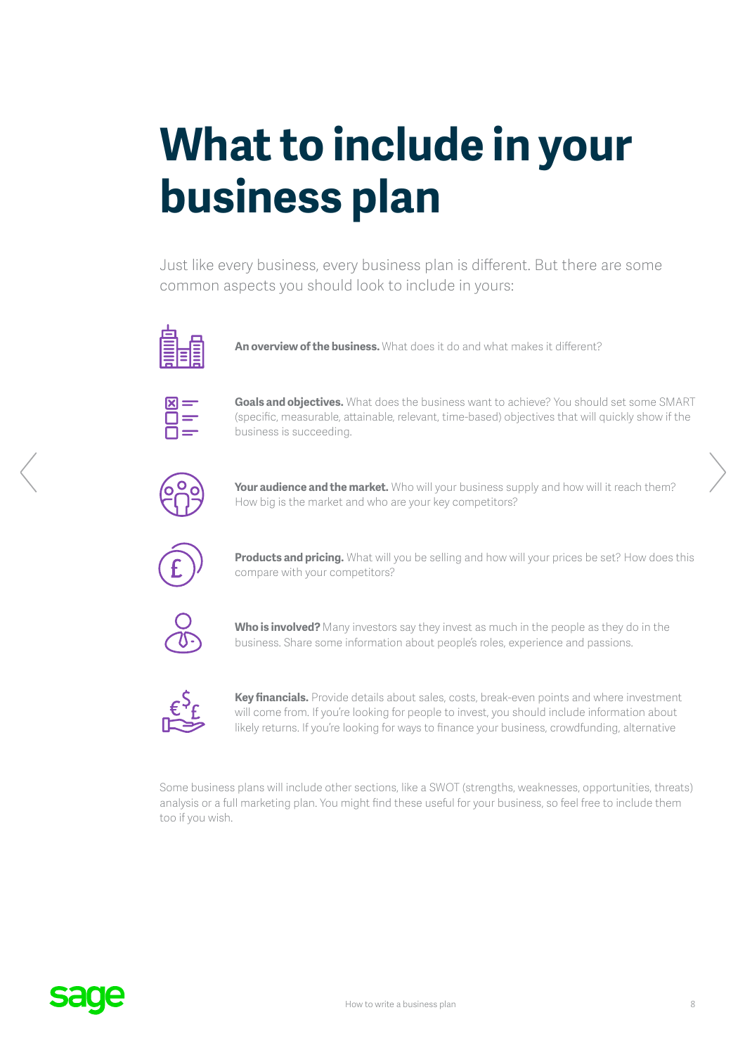# What to include in your business plan

Just like every business, every business plan is different. But there are some common aspects you should look to include in yours:

**An overview of the business.** What does it do and what makes it different?

**Goals and objectives.** What does the business want to achieve? You should set some SMART (specific, measurable, attainable, relevant, time-based) objectives that will quickly show if the business is succeeding.

**Your audience and the market.** Who will your business supply and how will it reach them? How big is the market and who are your key competitors?

**Products and pricing.** What will you be selling and how will your prices be set? How does this compare with your competitors?

**Who is involved?** Many investors say they invest as much in the people as they do in the business. Share some information about people's roles, experience and passions.

**Key financials.** Provide details about sales, costs, break-even points and where investment will come from. If you're looking for people to invest, you should include information about likely returns. If you're looking for ways to finance your business, crowdfunding, alternative

Some business plans will include other sections, like a SWOT (strengths, weaknesses, opportunities, threats) analysis or a full marketing plan. You might find these useful for your business, so feel free to include them too if you wish.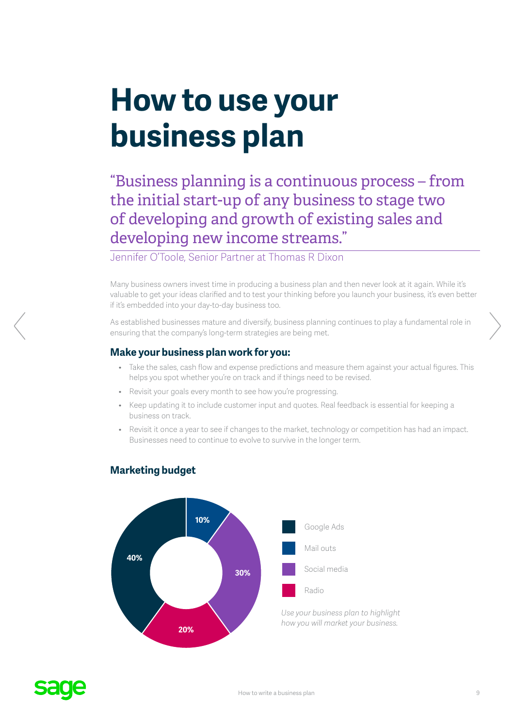# How to use your business plan

"Business planning is a continuous process – from the initial start-up of any business to stage two of developing and growth of existing sales and developing new income streams."

Jennifer O'Toole, Senior Partner at Thomas R Dixon

Many business owners invest time in producing a business plan and then never look at it again. While it's valuable to get your ideas clarified and to test your thinking before you launch your business, it's even better if it's embedded into your day-to-day business too.

As established businesses mature and diversify, business planning continues to play a fundamental role in ensuring that the company's long-term strategies are being met.

### Make your business plan work for you:

- Take the sales, cash flow and expense predictions and measure them against your actual figures. This helps you spot whether you're on track and if things need to be revised.
- Revisit your goals every month to see how you're progressing.
- Keep updating it to include customer input and quotes. Real feedback is essential for keeping a business on track.
- Revisit it once a year to see if changes to the market, technology or competition has had an impact. Businesses need to continue to evolve to survive in the longer term.

### Marketing budget

| Channel | Share |
|---|---|
| Google Ads | 40% |
| Mail outs | 10% |
| Social media | 30% |
| Radio | 20% |

*Use your business plan to highlight how you will market your business.*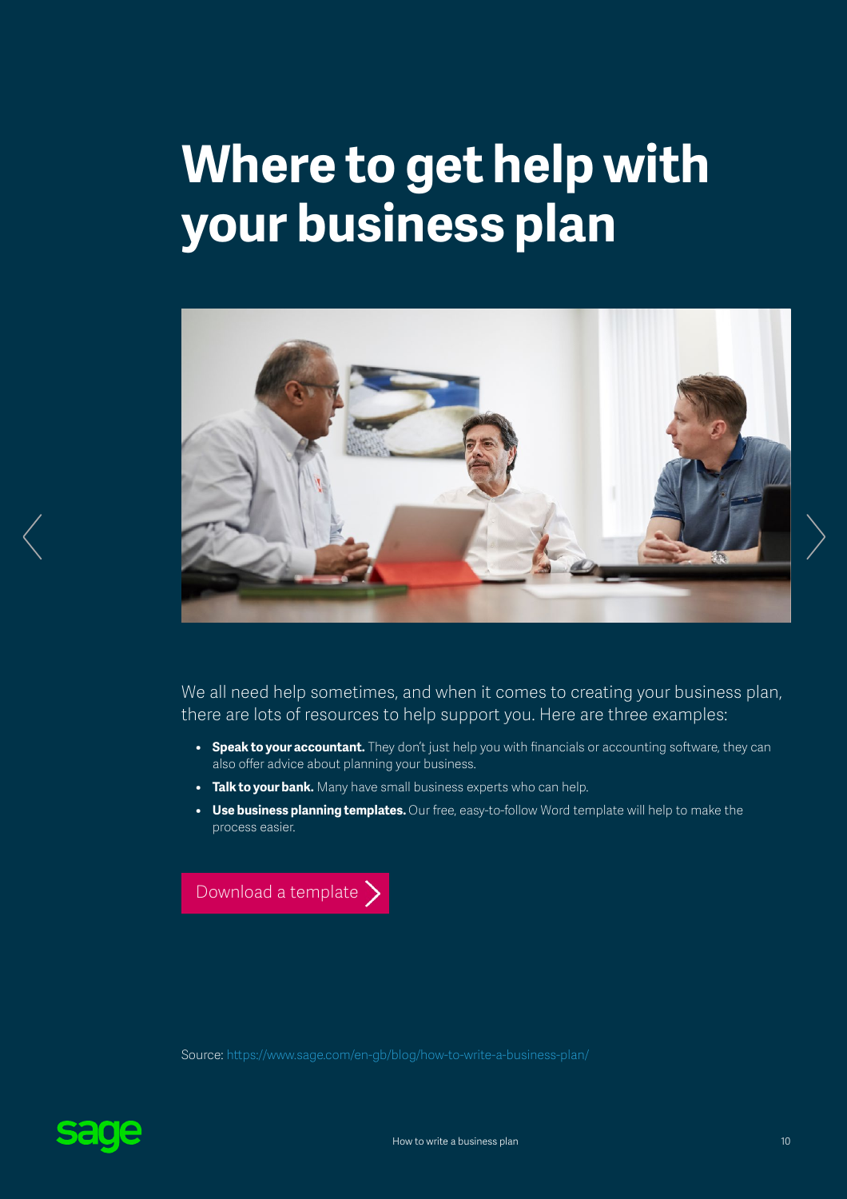# Where to get help with your business plan

We all need help sometimes, and when it comes to creating your business plan, there are lots of resources to help support you. Here are three examples:

- **Speak to your accountant.** They don't just help you with financials or accounting software, they can also offer advice about planning your business.
- **Talk to your bank.** Many have small business experts who can help.
- **Use business planning templates.** Our free, easy-to-follow Word template will help to make the process easier.

Download a template

Source: https://www.sage.com/en-gb/blog/how-to-write-a-business-plan/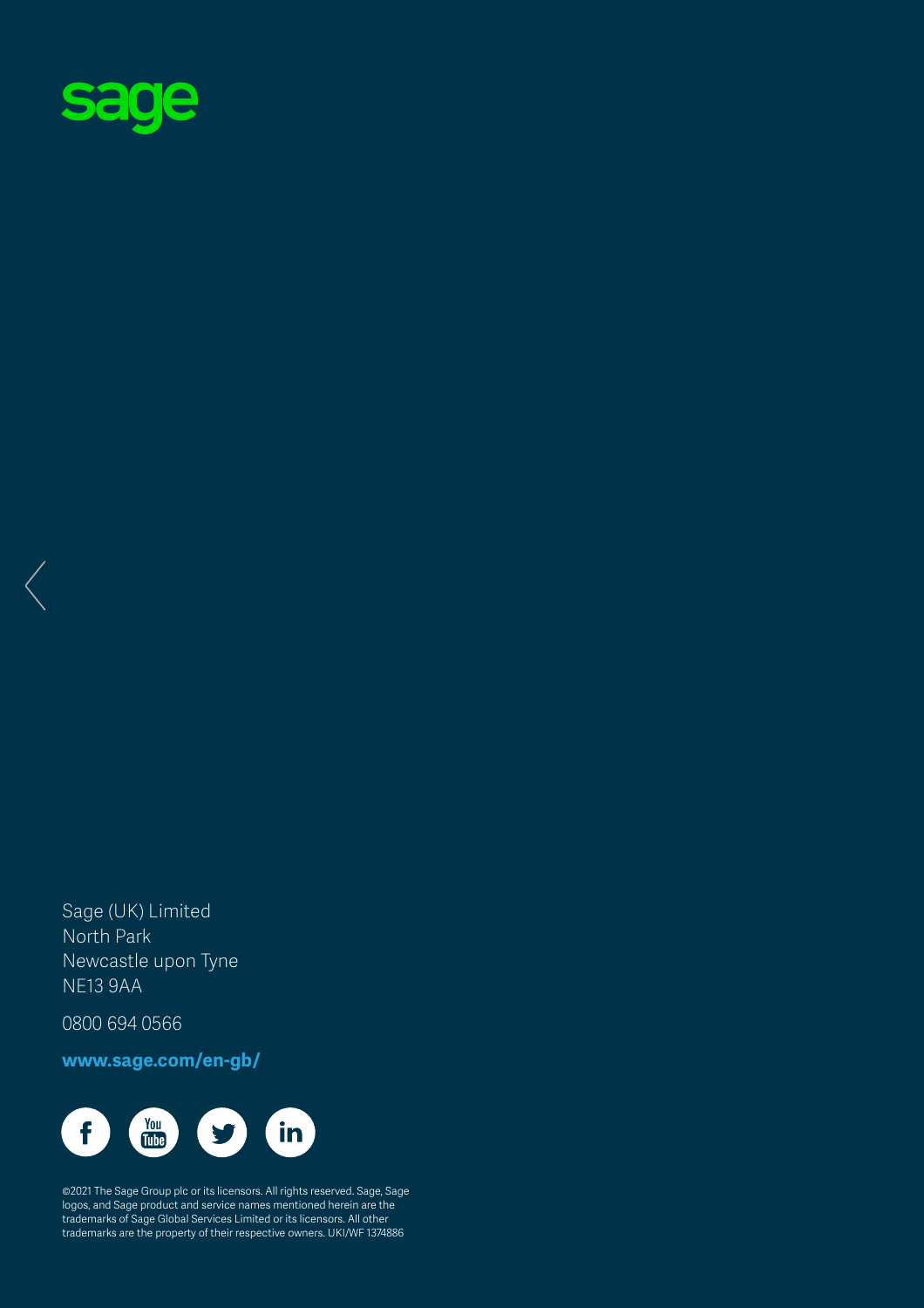sage

Sage (UK) Limited
North Park
Newcastle upon Tyne
NE13 9AA

0800 694 0566

**www.sage.com/en-gb/**

©2021 The Sage Group plc or its licensors. All rights reserved. Sage, Sage logos, and Sage product and service names mentioned herein are the trademarks of Sage Global Services Limited or its licensors. All other trademarks are the property of their respective owners. UKI/WF 1374886